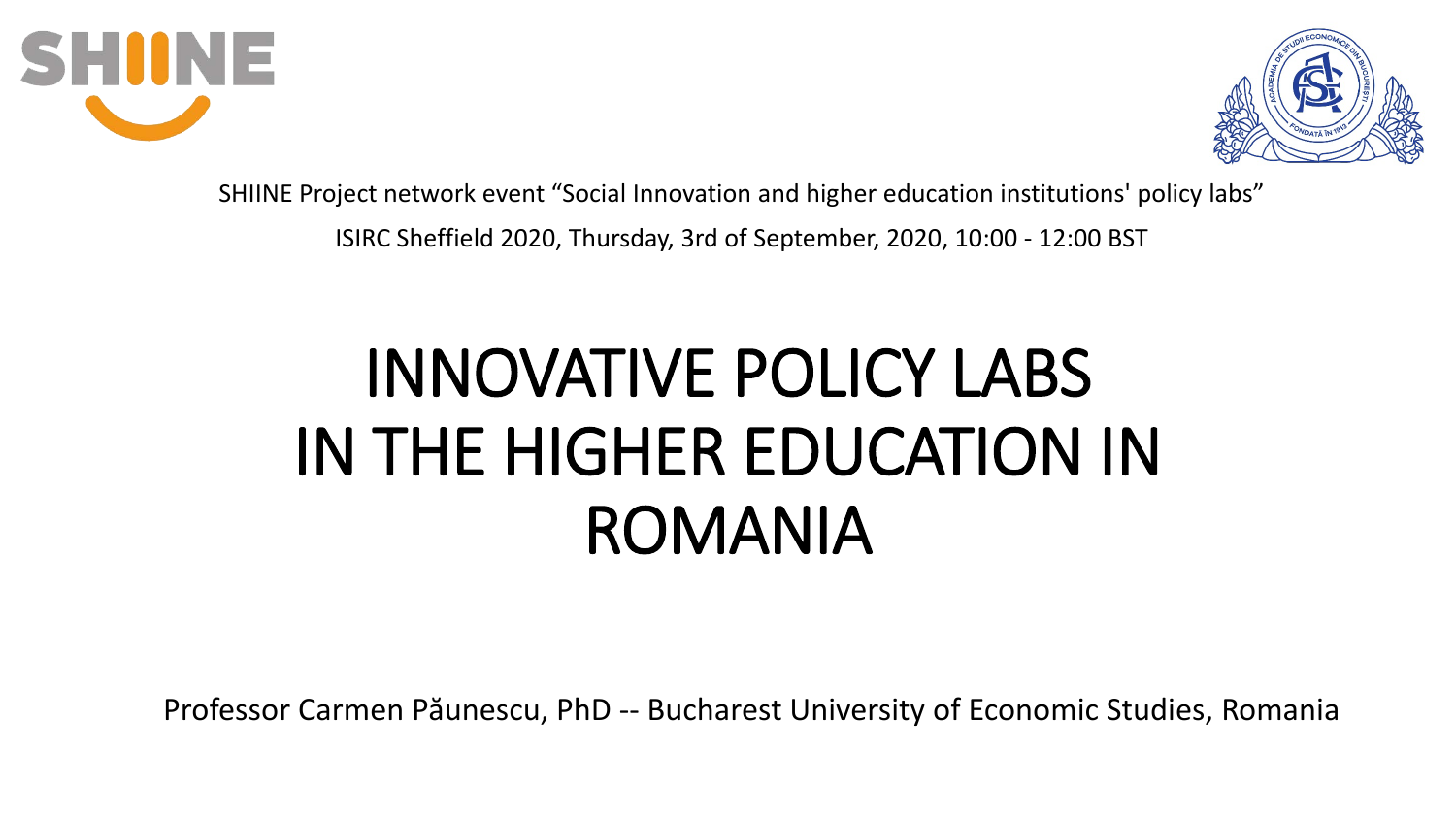SHIINE Project network event “Social Innovation and higher education institutions' policy labs”

ISIRC Sheffield 2020, Thursday, 3rd of September, 2020, 10:00 - 12:00 BST

# INNOVATIVE POLICY LABS IN THE HIGHER EDUCATION IN ROMANIA

Professor Carmen Păunescu, PhD -- Bucharest University of Economic Studies, Romania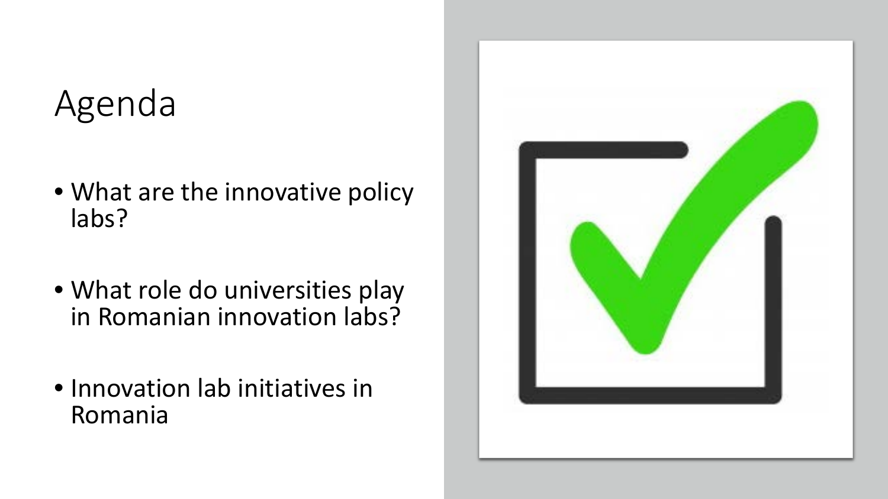# Agenda

- What are the innovative policy labs?
- What role do universities play in Romanian innovation labs?
- Innovation lab initiatives in Romania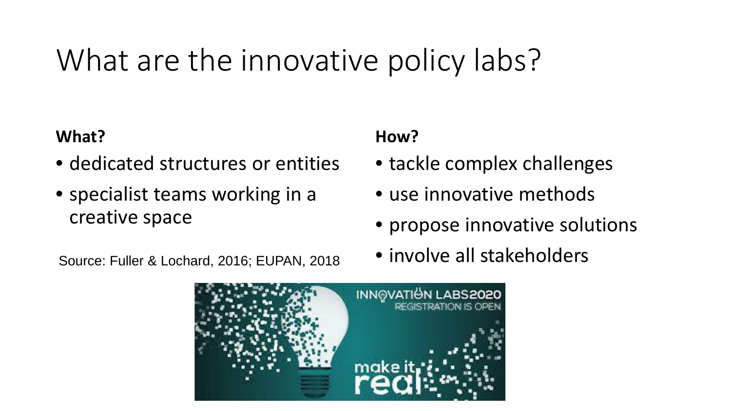# What are the innovative policy labs?

**What?**

- dedicated structures or entities
- specialist teams working in a creative space

Source: Fuller & Lochard, 2016; EUPAN, 2018

**How?**

- tackle complex challenges
- use innovative methods
- propose innovative solutions
- involve all stakeholders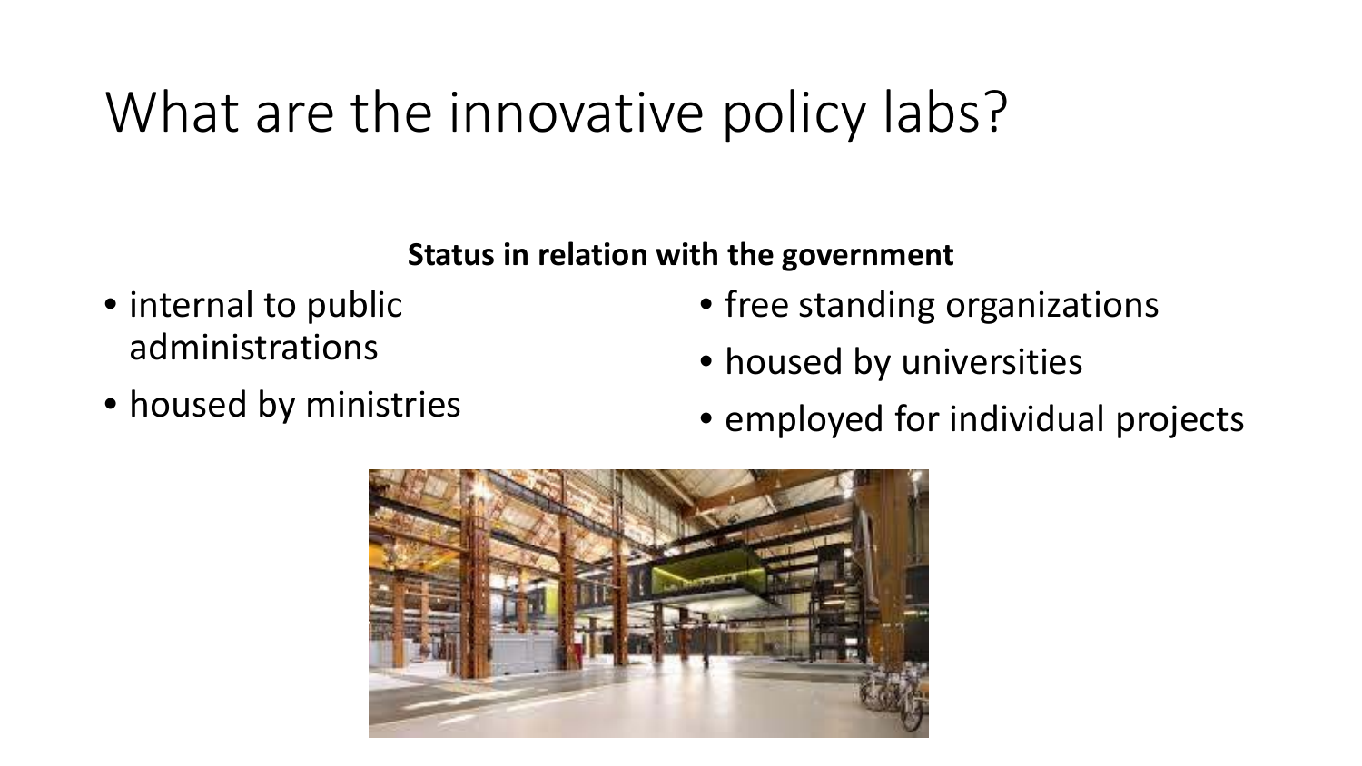# What are the innovative policy labs?

**Status in relation with the government**

- internal to public administrations
- housed by ministries
- free standing organizations
- housed by universities
- employed for individual projects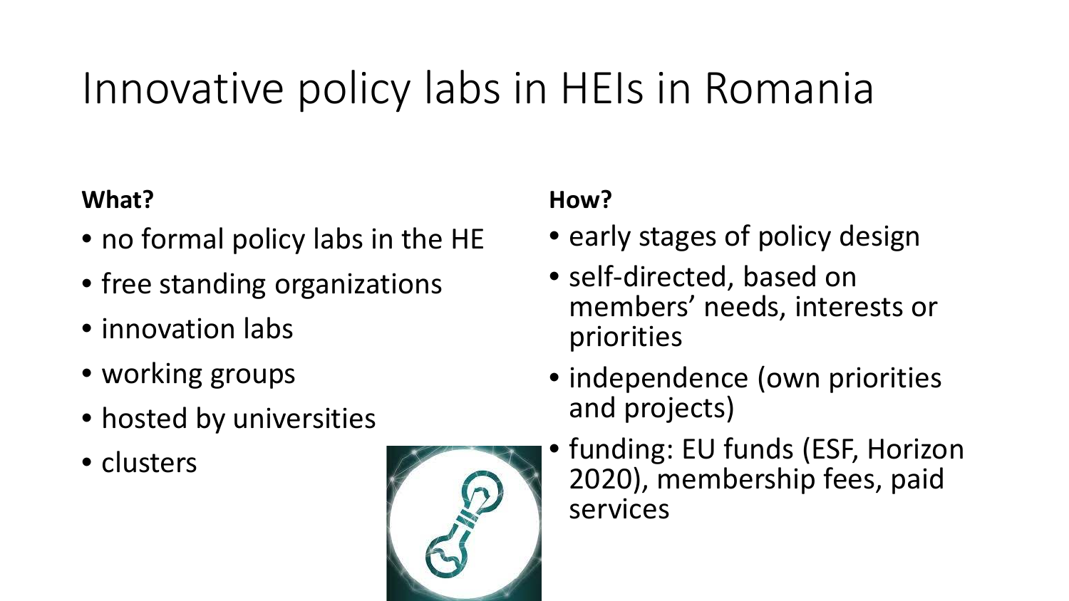# Innovative policy labs in HEIs in Romania

**What?**

- no formal policy labs in the HE
- free standing organizations
- innovation labs
- working groups
- hosted by universities
- clusters

**How?**

- early stages of policy design
- self-directed, based on members' needs, interests or priorities
- independence (own priorities and projects)
- funding: EU funds (ESF, Horizon 2020), membership fees, paid services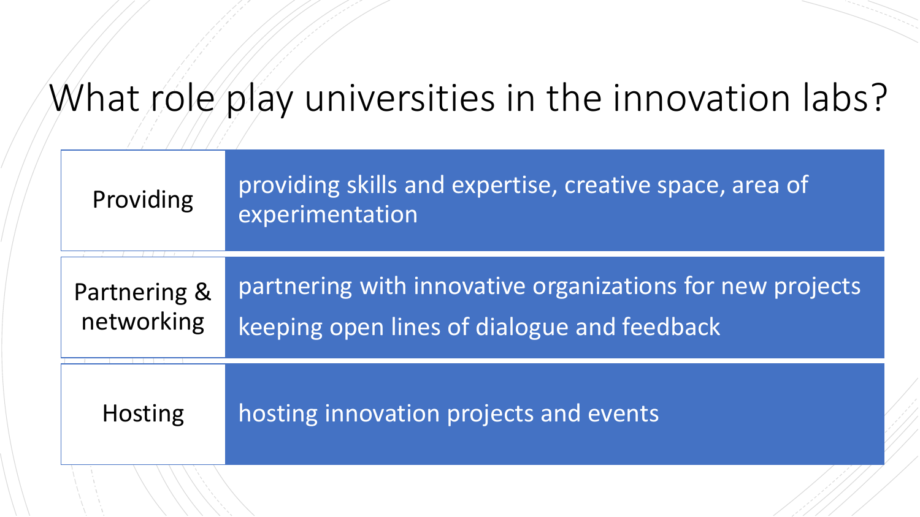# What role play universities in the innovation labs?

| | |
|---|---|
| Providing | providing skills and expertise, creative space, area of experimentation |
| Partnering & networking | partnering with innovative organizations for new projects<br>keeping open lines of dialogue and feedback |
| Hosting | hosting innovation projects and events |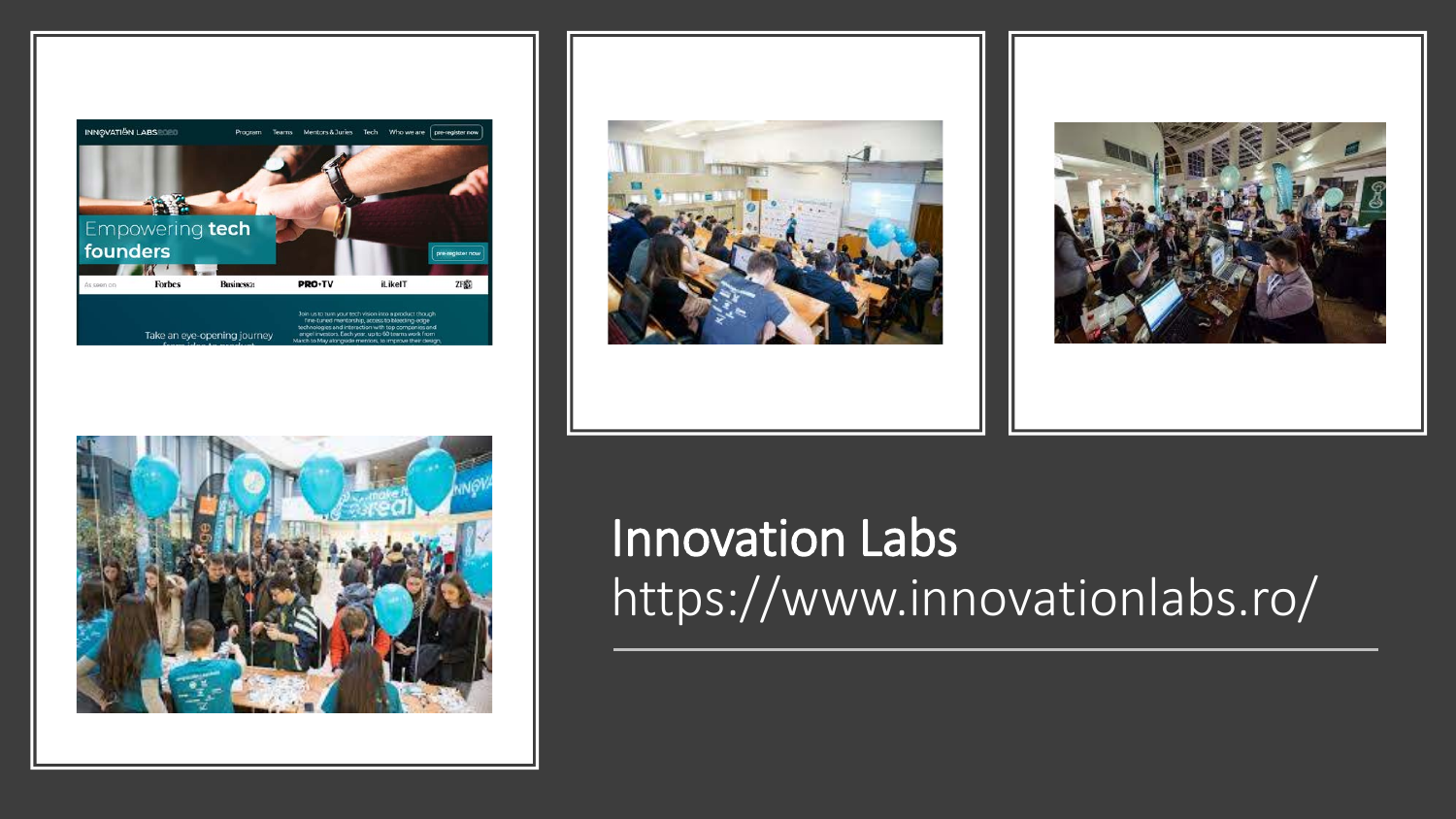# Innovation Labs

https://www.innovationlabs.ro/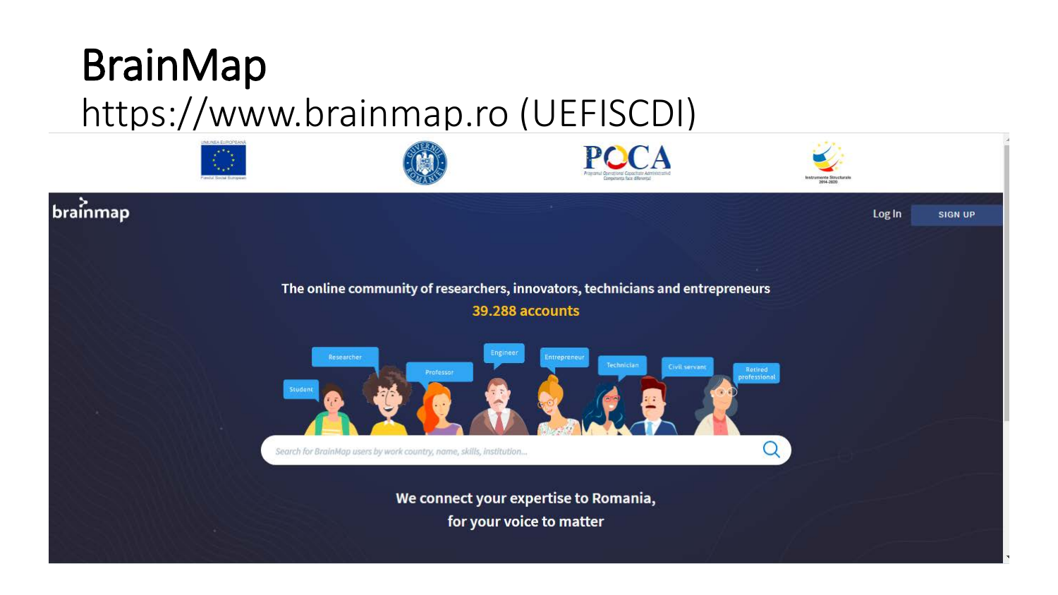# BrainMap

https://www.brainmap.ro (UEFISCDI)

brainmap

Log In

SIGN UP

The online community of researchers, innovators, technicians and entrepreneurs

39.288 accounts

Student · Researcher · Professor · Engineer · Entrepreneur · Technician · Civil servant · Retired professional

Search for BrainMap users by work country, name, skills, institution...

We connect your expertise to Romania, for your voice to matter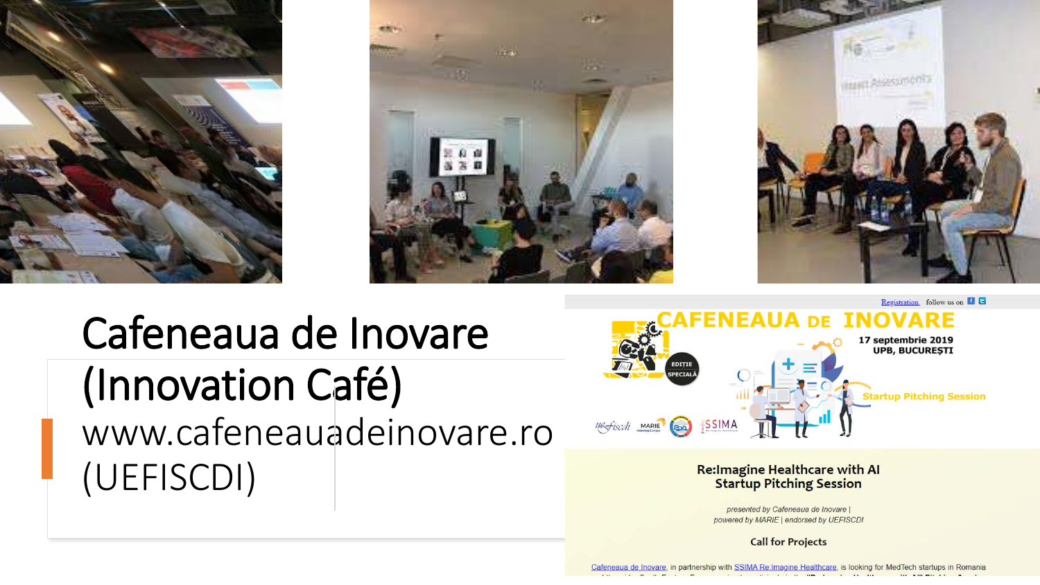# Cafeneaua de Inovare (Innovation Café)

www.cafeneauadeinovare.ro (UEFISCDI)

Registration follow us on

CAFENEAUA DE INOVARE

EDIȚIE SPECIALĂ

17 septembrie 2019
UPB, BUCUREȘTI

Startup Pitching Session

## Re:Imagine Healthcare with AI Startup Pitching Session

*presented by Cafeneaua de Inovare | powered by MARIE | endorsed by UEFISCDI*

### Call for Projects

Cafeneaua de Inovare, in partnership with SSIMA Re:Imagine Healthcare, is looking for MedTech startups in Romania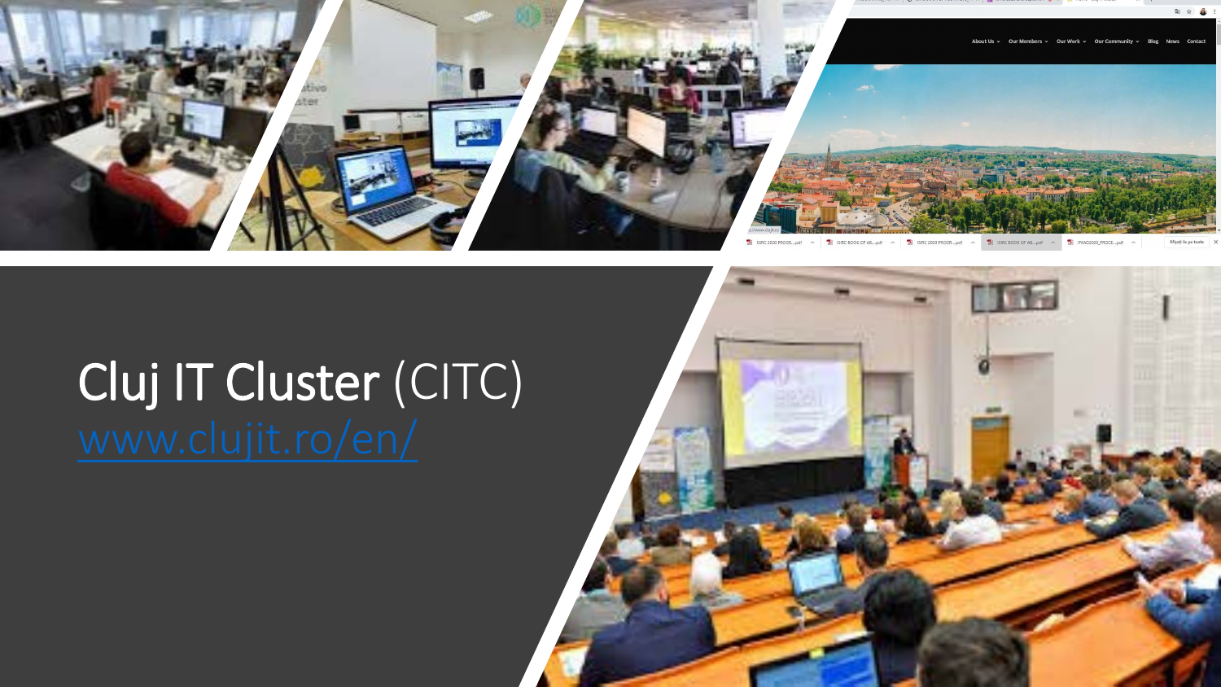# Cluj IT Cluster (CITC)

www.clujit.ro/en/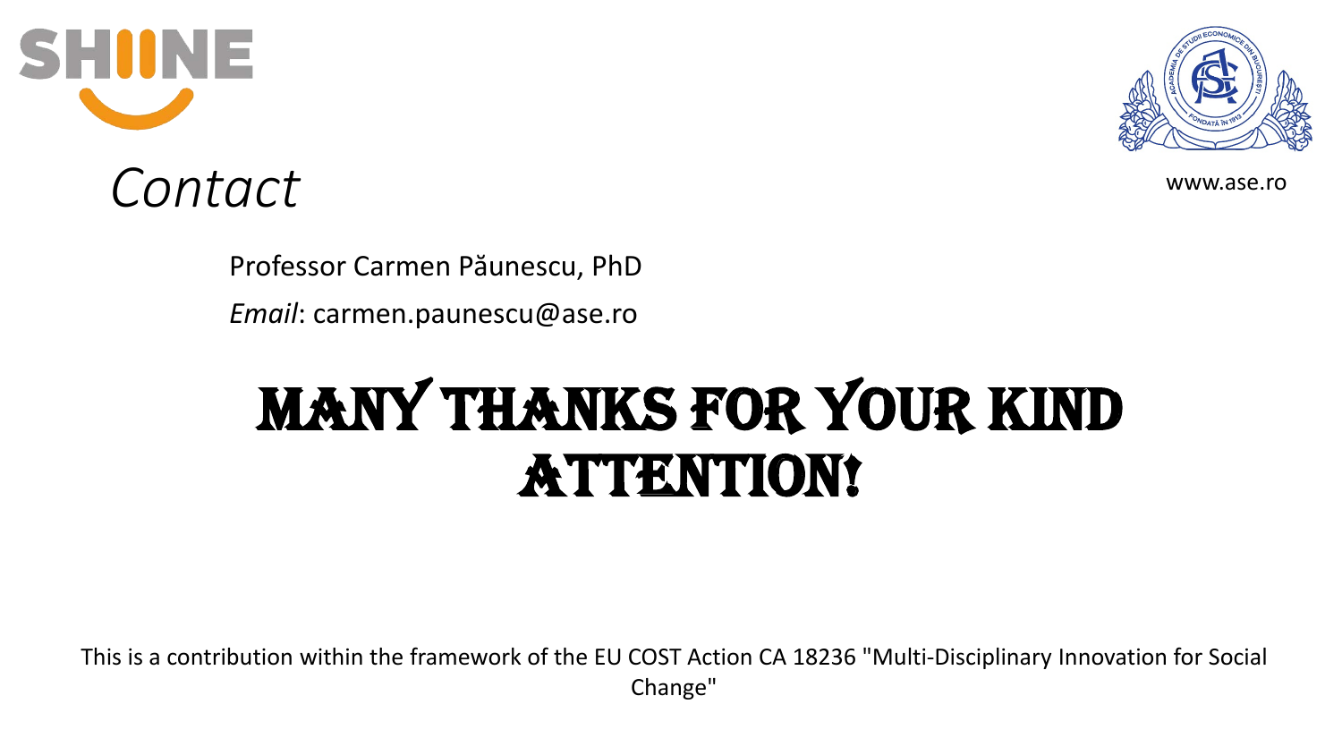SHIINE

# *Contact*

www.ase.ro

Professor Carmen Păunescu, PhD

*Email*: carmen.paunescu@ase.ro

# MANY THANKS FOR YOUR KIND ATTENTION!

This is a contribution within the framework of the EU COST Action CA 18236 "Multi-Disciplinary Innovation for Social Change"